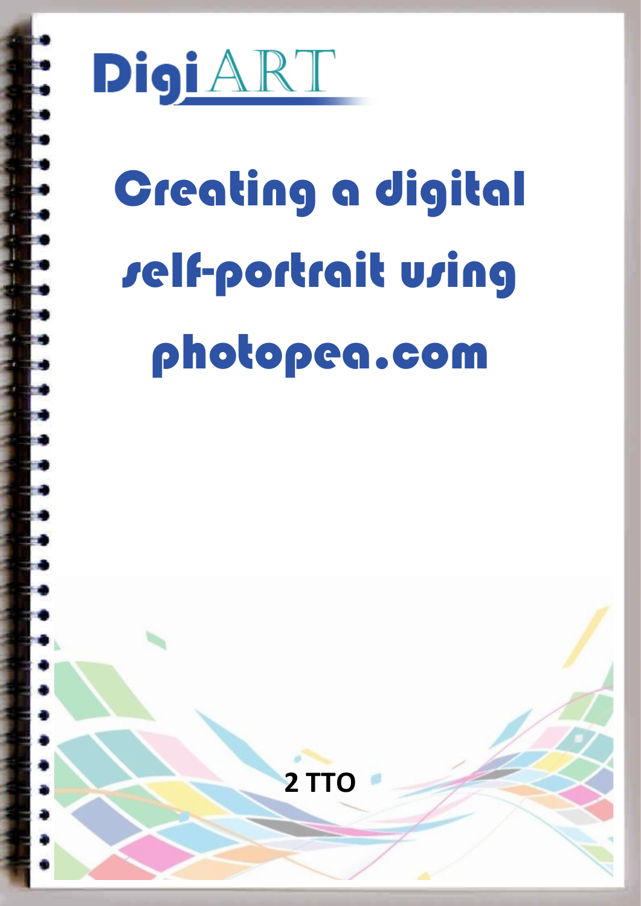DigiART

# Creating a digital self-portrait using photopea.com

**2 TTO**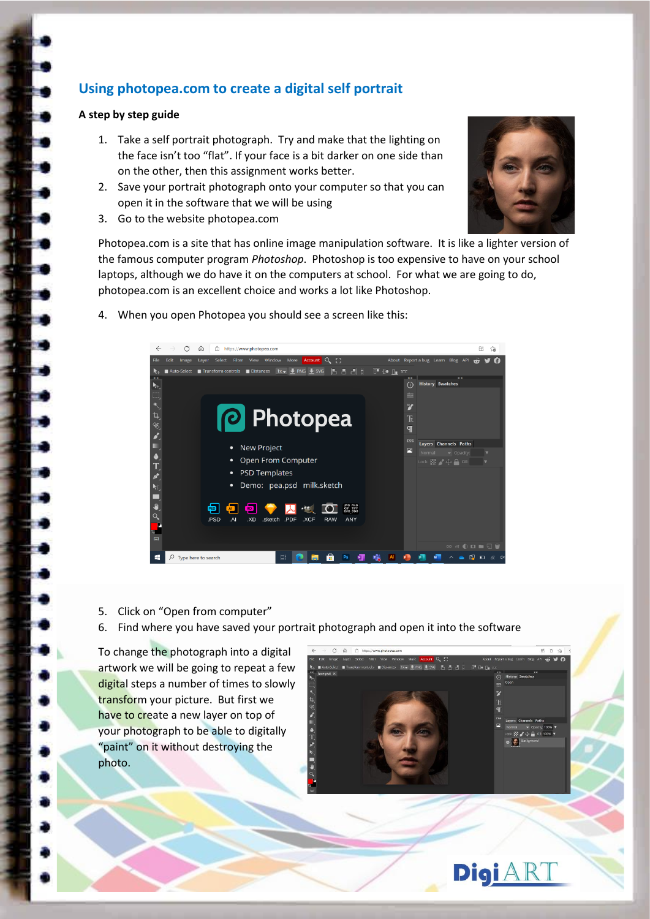## Using photopea.com to create a digital self portrait

**A step by step guide**

1. Take a self portrait photograph. Try and make that the lighting on the face isn't too "flat". If your face is a bit darker on one side than on the other, then this assignment works better.
2. Save your portrait photograph onto your computer so that you can open it in the software that we will be using
3. Go to the website photopea.com

Photopea.com is a site that has online image manipulation software. It is like a lighter version of the famous computer program *Photoshop*. Photoshop is too expensive to have on your school laptops, although we do have it on the computers at school. For what we are going to do, photopea.com is an excellent choice and works a lot like Photoshop.

4. When you open Photopea you should see a screen like this:

5. Click on "Open from computer"
6. Find where you have saved your portrait photograph and open it into the software

To change the photograph into a digital artwork we will be going to repeat a few digital steps a number of times to slowly transform your picture. But first we have to create a new layer on top of your photograph to be able to digitally "paint" on it without destroying the photo.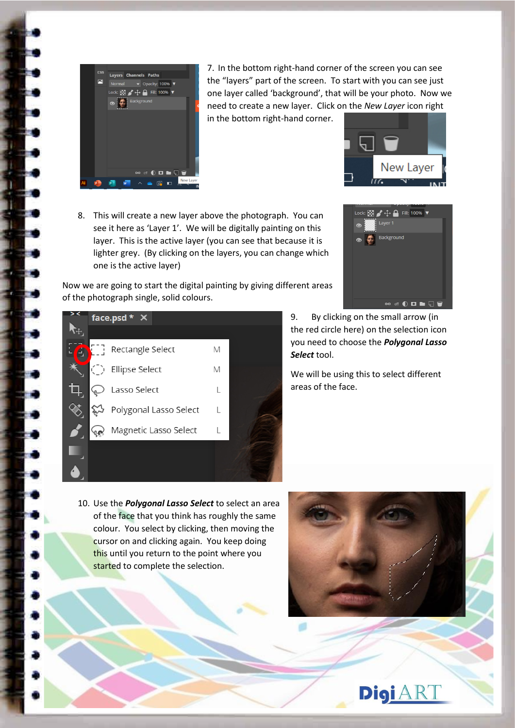7. In the bottom right-hand corner of the screen you can see the "layers" part of the screen. To start with you can see just one layer called 'background', that will be your photo. Now we need to create a new layer. Click on the *New Layer* icon right in the bottom right-hand corner.

8. This will create a new layer above the photograph. You can see it here as 'Layer 1'. We will be digitally painting on this layer. This is the active layer (you can see that because it is lighter grey. (By clicking on the layers, you can change which one is the active layer)

Now we are going to start the digital painting by giving different areas of the photograph single, solid colours.

9. By clicking on the small arrow (in the red circle here) on the selection icon you need to choose the ***Polygonal Lasso Select*** tool.

We will be using this to select different areas of the face.

10. Use the ***Polygonal Lasso Select*** to select an area of the face that you think has roughly the same colour. You select by clicking, then moving the cursor on and clicking again. You keep doing this until you return to the point where you started to complete the selection.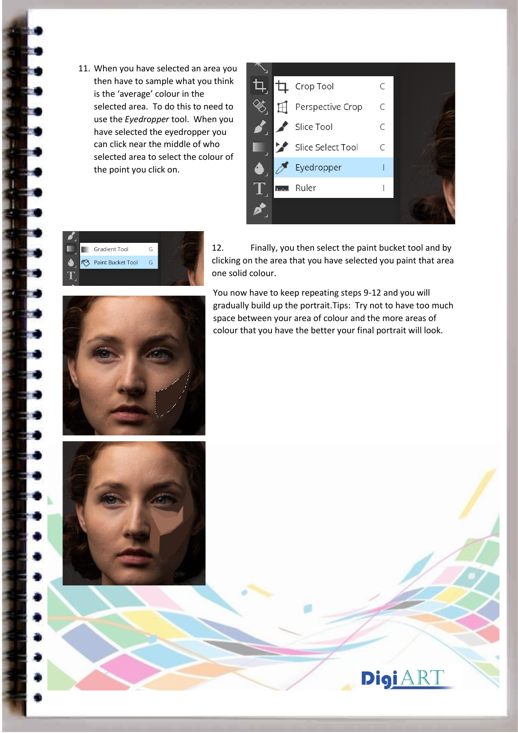11. When you have selected an area you then have to sample what you think is the 'average' colour in the selected area. To do this to need to use the *Eyedropper* tool. When you have selected the eyedropper you can click near the middle of who selected area to select the colour of the point you click on.

12. Finally, you then select the paint bucket tool and by clicking on the area that you have selected you paint that area one solid colour.

You now have to keep repeating steps 9-12 and you will gradually build up the portrait.Tips: Try not to have too much space between your area of colour and the more areas of colour that you have the better your final portrait will look.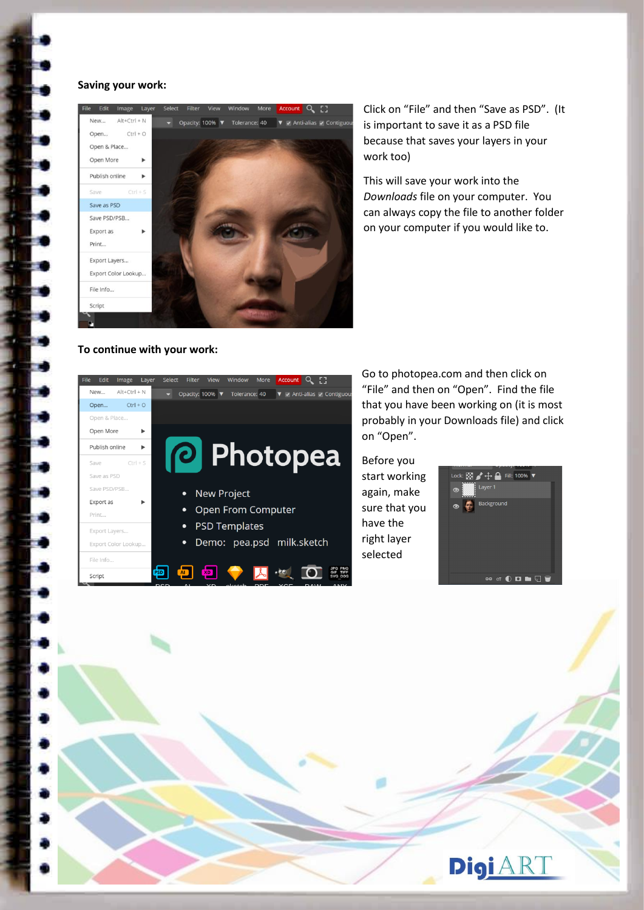**Saving your work:**

Click on “File” and then “Save as PSD”. (It is important to save it as a PSD file because that saves your layers in your work too)

This will save your work into the *Downloads* file on your computer. You can always copy the file to another folder on your computer if you would like to.

**To continue with your work:**

Go to photopea.com and then click on “File” and then on “Open”. Find the file that you have been working on (it is most probably in your Downloads file) and click on “Open”.

Before you start working again, make sure that you have the right layer selected